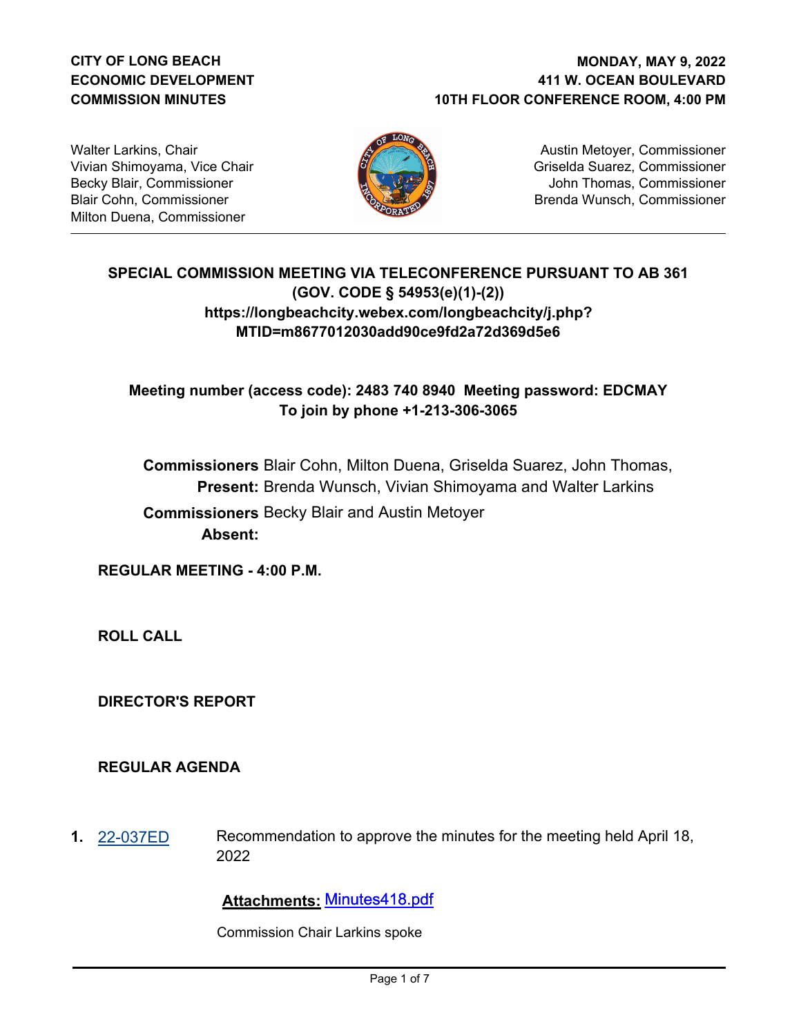**CITY OF LONG BEACH**
**ECONOMIC DEVELOPMENT**
**COMMISSION MINUTES**

**MONDAY, MAY 9, 2022**
**411 W. OCEAN BOULEVARD**
**10TH FLOOR CONFERENCE ROOM, 4:00 PM**

Walter Larkins, Chair
Vivian Shimoyama, Vice Chair
Becky Blair, Commissioner
Blair Cohn, Commissioner
Milton Duena, Commissioner

Austin Metoyer, Commissioner
Griselda Suarez, Commissioner
John Thomas, Commissioner
Brenda Wunsch, Commissioner

**SPECIAL COMMISSION MEETING VIA TELECONFERENCE PURSUANT TO AB 361 (GOV. CODE § 54953(e)(1)-(2))**
**https://longbeachcity.webex.com/longbeachcity/j.php?MTID=m8677012030add90ce9fd2a72d369d5e6**

**Meeting number (access code): 2483 740 8940 Meeting password: EDCMAY**
**To join by phone +1-213-306-3065**

**Commissioners Present:** Blair Cohn, Milton Duena, Griselda Suarez, John Thomas, Brenda Wunsch, Vivian Shimoyama and Walter Larkins

**Commissioners Absent:** Becky Blair and Austin Metoyer

## REGULAR MEETING - 4:00 P.M.

## ROLL CALL

## DIRECTOR'S REPORT

## REGULAR AGENDA

**1.** 22-037ED Recommendation to approve the minutes for the meeting held April 18, 2022

**Attachments:** Minutes418.pdf

Commission Chair Larkins spoke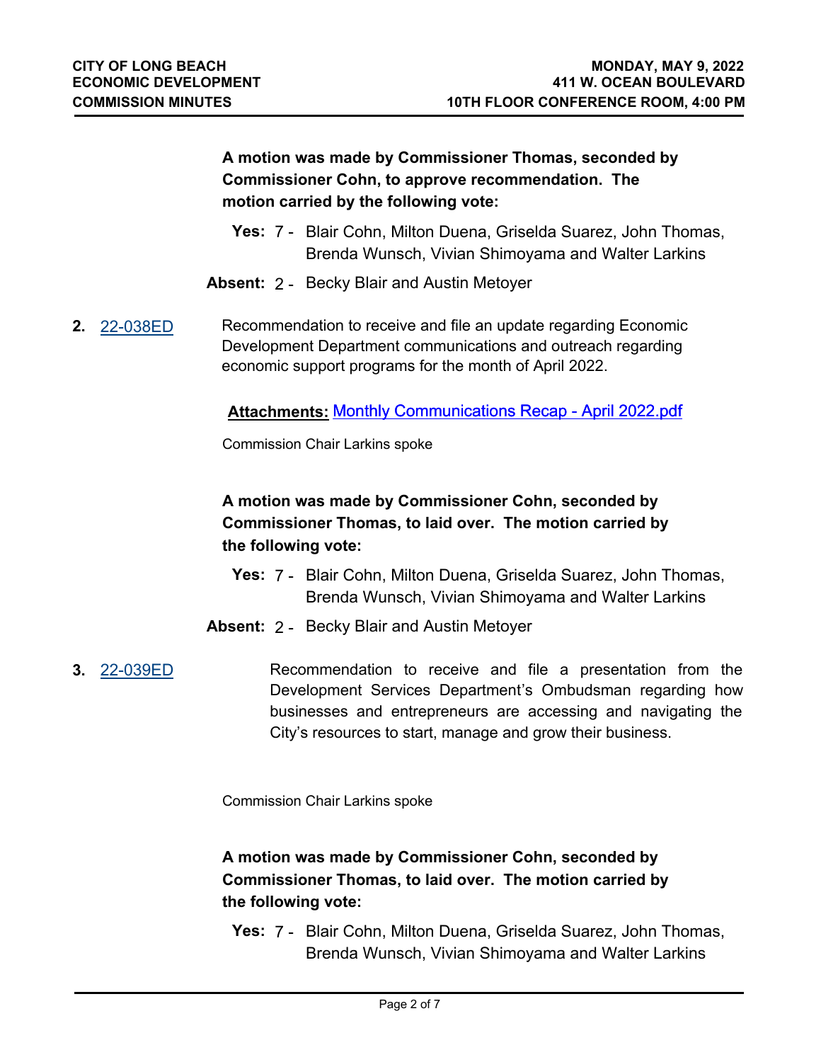**A motion was made by Commissioner Thomas, seconded by Commissioner Cohn, to approve recommendation. The motion carried by the following vote:**

**Yes:** 7 - Blair Cohn, Milton Duena, Griselda Suarez, John Thomas, Brenda Wunsch, Vivian Shimoyama and Walter Larkins

**Absent:** 2 - Becky Blair and Austin Metoyer

**2.** 22-038ED Recommendation to receive and file an update regarding Economic Development Department communications and outreach regarding economic support programs for the month of April 2022.

**Attachments:** Monthly Communications Recap - April 2022.pdf

Commission Chair Larkins spoke

**A motion was made by Commissioner Cohn, seconded by Commissioner Thomas, to laid over. The motion carried by the following vote:**

**Yes:** 7 - Blair Cohn, Milton Duena, Griselda Suarez, John Thomas, Brenda Wunsch, Vivian Shimoyama and Walter Larkins

**Absent:** 2 - Becky Blair and Austin Metoyer

**3.** 22-039ED Recommendation to receive and file a presentation from the Development Services Department's Ombudsman regarding how businesses and entrepreneurs are accessing and navigating the City's resources to start, manage and grow their business.

Commission Chair Larkins spoke

**A motion was made by Commissioner Cohn, seconded by Commissioner Thomas, to laid over. The motion carried by the following vote:**

**Yes:** 7 - Blair Cohn, Milton Duena, Griselda Suarez, John Thomas, Brenda Wunsch, Vivian Shimoyama and Walter Larkins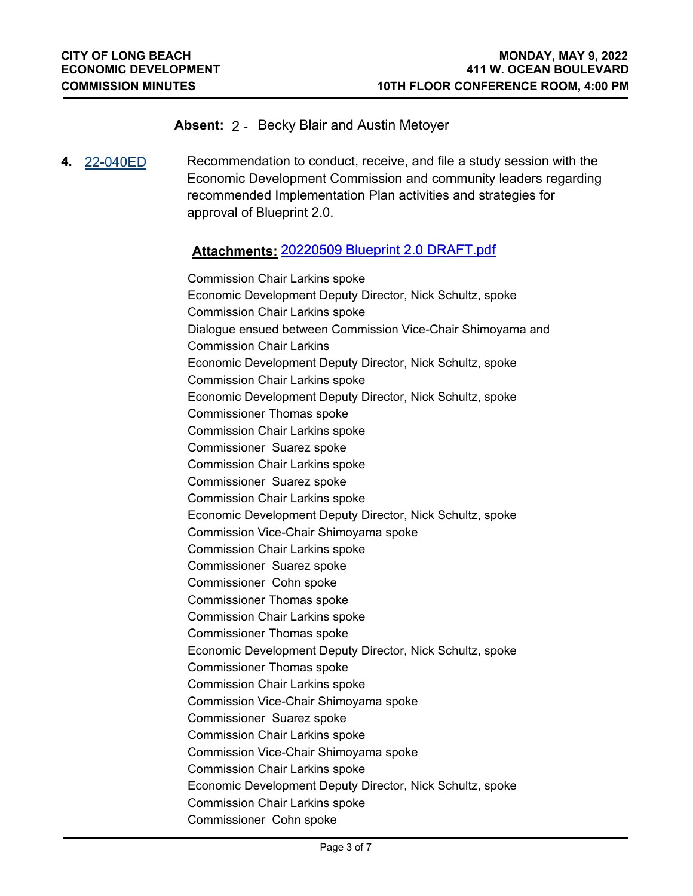**Absent:** 2 - Becky Blair and Austin Metoyer

**4.** 22-040ED Recommendation to conduct, receive, and file a study session with the Economic Development Commission and community leaders regarding recommended Implementation Plan activities and strategies for approval of Blueprint 2.0.

**Attachments:** 20220509 Blueprint 2.0 DRAFT.pdf

Commission Chair Larkins spoke
Economic Development Deputy Director, Nick Schultz, spoke
Commission Chair Larkins spoke
Dialogue ensued between Commission Vice-Chair Shimoyama and Commission Chair Larkins
Economic Development Deputy Director, Nick Schultz, spoke
Commission Chair Larkins spoke
Economic Development Deputy Director, Nick Schultz, spoke
Commissioner Thomas spoke
Commission Chair Larkins spoke
Commissioner Suarez spoke
Commission Chair Larkins spoke
Commissioner Suarez spoke
Commission Chair Larkins spoke
Economic Development Deputy Director, Nick Schultz, spoke
Commission Vice-Chair Shimoyama spoke
Commission Chair Larkins spoke
Commissioner Suarez spoke
Commissioner Cohn spoke
Commissioner Thomas spoke
Commission Chair Larkins spoke
Commissioner Thomas spoke
Economic Development Deputy Director, Nick Schultz, spoke
Commissioner Thomas spoke
Commission Chair Larkins spoke
Commission Vice-Chair Shimoyama spoke
Commissioner Suarez spoke
Commission Chair Larkins spoke
Commission Vice-Chair Shimoyama spoke
Commission Chair Larkins spoke
Economic Development Deputy Director, Nick Schultz, spoke
Commission Chair Larkins spoke
Commissioner Cohn spoke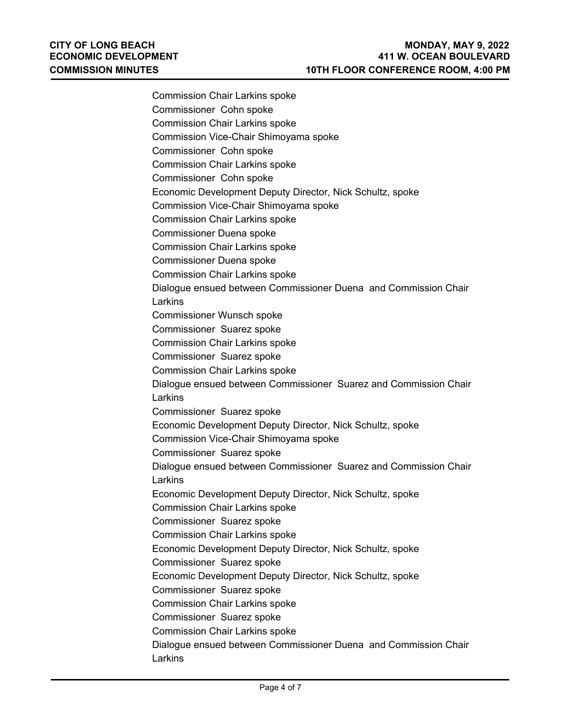Commission Chair Larkins spoke

Commissioner  Cohn spoke

Commission Chair Larkins spoke

Commission Vice-Chair Shimoyama spoke

Commissioner  Cohn spoke

Commission Chair Larkins spoke

Commissioner  Cohn spoke

Economic Development Deputy Director, Nick Schultz, spoke

Commission Vice-Chair Shimoyama spoke

Commission Chair Larkins spoke

Commissioner Duena spoke

Commission Chair Larkins spoke

Commissioner Duena spoke

Commission Chair Larkins spoke

Dialogue ensued between Commissioner Duena  and Commission Chair Larkins

Commissioner Wunsch spoke

Commissioner  Suarez spoke

Commission Chair Larkins spoke

Commissioner  Suarez spoke

Commission Chair Larkins spoke

Dialogue ensued between Commissioner  Suarez and Commission Chair Larkins

Commissioner  Suarez spoke

Economic Development Deputy Director, Nick Schultz, spoke

Commission Vice-Chair Shimoyama spoke

Commissioner  Suarez spoke

Dialogue ensued between Commissioner  Suarez and Commission Chair Larkins

Economic Development Deputy Director, Nick Schultz, spoke

Commission Chair Larkins spoke

Commissioner  Suarez spoke

Commission Chair Larkins spoke

Economic Development Deputy Director, Nick Schultz, spoke

Commissioner  Suarez spoke

Economic Development Deputy Director, Nick Schultz, spoke

Commissioner  Suarez spoke

Commission Chair Larkins spoke

Commissioner  Suarez spoke

Commission Chair Larkins spoke

Dialogue ensued between Commissioner Duena  and Commission Chair Larkins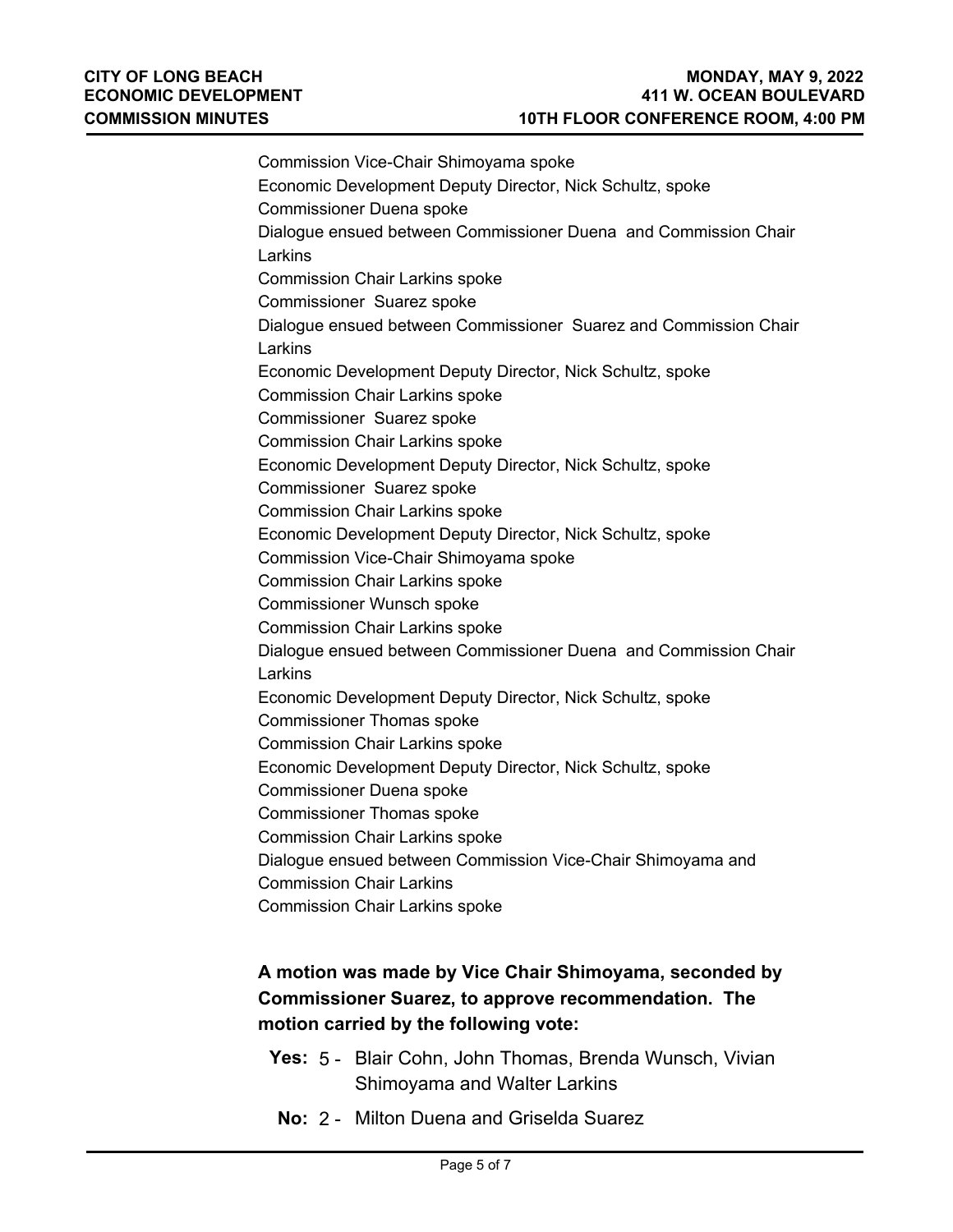Commission Vice-Chair Shimoyama spoke
Economic Development Deputy Director, Nick Schultz, spoke
Commissioner Duena spoke
Dialogue ensued between Commissioner Duena and Commission Chair Larkins
Commission Chair Larkins spoke
Commissioner Suarez spoke
Dialogue ensued between Commissioner Suarez and Commission Chair Larkins
Economic Development Deputy Director, Nick Schultz, spoke
Commission Chair Larkins spoke
Commissioner Suarez spoke
Commission Chair Larkins spoke
Economic Development Deputy Director, Nick Schultz, spoke
Commissioner Suarez spoke
Commission Chair Larkins spoke
Economic Development Deputy Director, Nick Schultz, spoke
Commission Vice-Chair Shimoyama spoke
Commission Chair Larkins spoke
Commissioner Wunsch spoke
Commission Chair Larkins spoke
Dialogue ensued between Commissioner Duena and Commission Chair Larkins
Economic Development Deputy Director, Nick Schultz, spoke
Commissioner Thomas spoke
Commission Chair Larkins spoke
Economic Development Deputy Director, Nick Schultz, spoke
Commissioner Duena spoke
Commissioner Thomas spoke
Commission Chair Larkins spoke
Dialogue ensued between Commission Vice-Chair Shimoyama and Commission Chair Larkins
Commission Chair Larkins spoke

**A motion was made by Vice Chair Shimoyama, seconded by Commissioner Suarez, to approve recommendation. The motion carried by the following vote:**

**Yes:** 5 - Blair Cohn, John Thomas, Brenda Wunsch, Vivian Shimoyama and Walter Larkins

**No:** 2 - Milton Duena and Griselda Suarez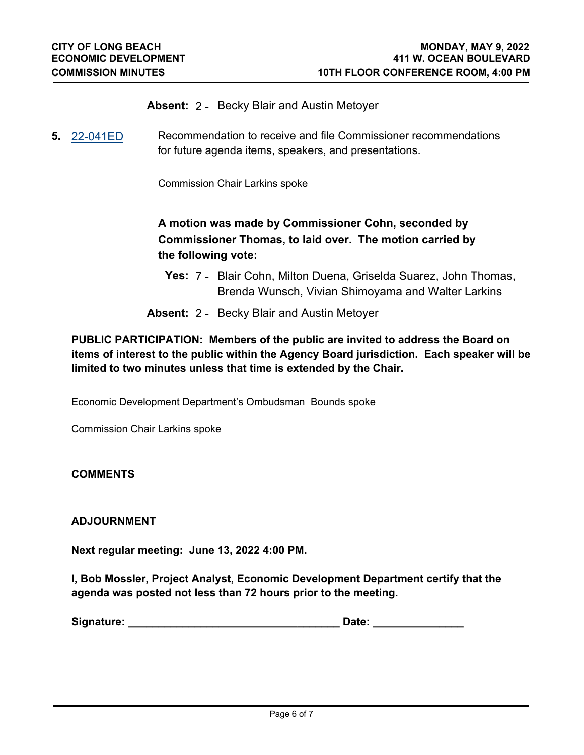**Absent:** 2 - Becky Blair and Austin Metoyer

**5.** [22-041ED](22-041ED) Recommendation to receive and file Commissioner recommendations for future agenda items, speakers, and presentations.

Commission Chair Larkins spoke

**A motion was made by Commissioner Cohn, seconded by Commissioner Thomas, to laid over. The motion carried by the following vote:**

**Yes:** 7 - Blair Cohn, Milton Duena, Griselda Suarez, John Thomas, Brenda Wunsch, Vivian Shimoyama and Walter Larkins

**Absent:** 2 - Becky Blair and Austin Metoyer

**PUBLIC PARTICIPATION: Members of the public are invited to address the Board on items of interest to the public within the Agency Board jurisdiction. Each speaker will be limited to two minutes unless that time is extended by the Chair.**

Economic Development Department's Ombudsman Bounds spoke

Commission Chair Larkins spoke

**COMMENTS**

**ADJOURNMENT**

**Next regular meeting: June 13, 2022 4:00 PM.**

**I, Bob Mossler, Project Analyst, Economic Development Department certify that the agenda was posted not less than 72 hours prior to the meeting.**

**Signature: ___________________________________ Date: _______________**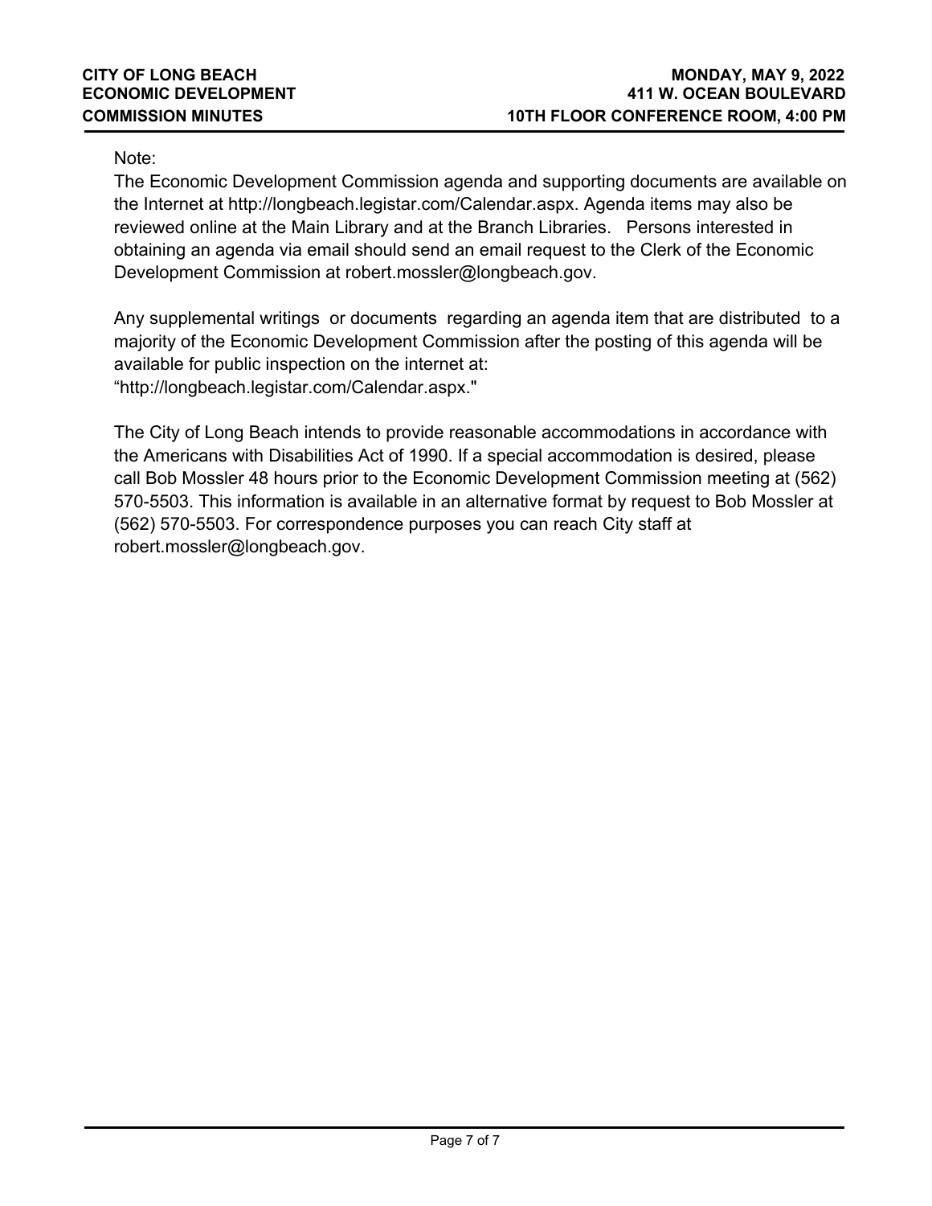Note:

The Economic Development Commission agenda and supporting documents are available on the Internet at http://longbeach.legistar.com/Calendar.aspx. Agenda items may also be reviewed online at the Main Library and at the Branch Libraries.   Persons interested in obtaining an agenda via email should send an email request to the Clerk of the Economic Development Commission at robert.mossler@longbeach.gov.

Any supplemental writings  or documents  regarding an agenda item that are distributed  to a majority of the Economic Development Commission after the posting of this agenda will be available for public inspection on the internet at:
“http://longbeach.legistar.com/Calendar.aspx."

The City of Long Beach intends to provide reasonable accommodations in accordance with the Americans with Disabilities Act of 1990. If a special accommodation is desired, please call Bob Mossler 48 hours prior to the Economic Development Commission meeting at (562) 570-5503. This information is available in an alternative format by request to Bob Mossler at (562) 570-5503. For correspondence purposes you can reach City staff at robert.mossler@longbeach.gov.